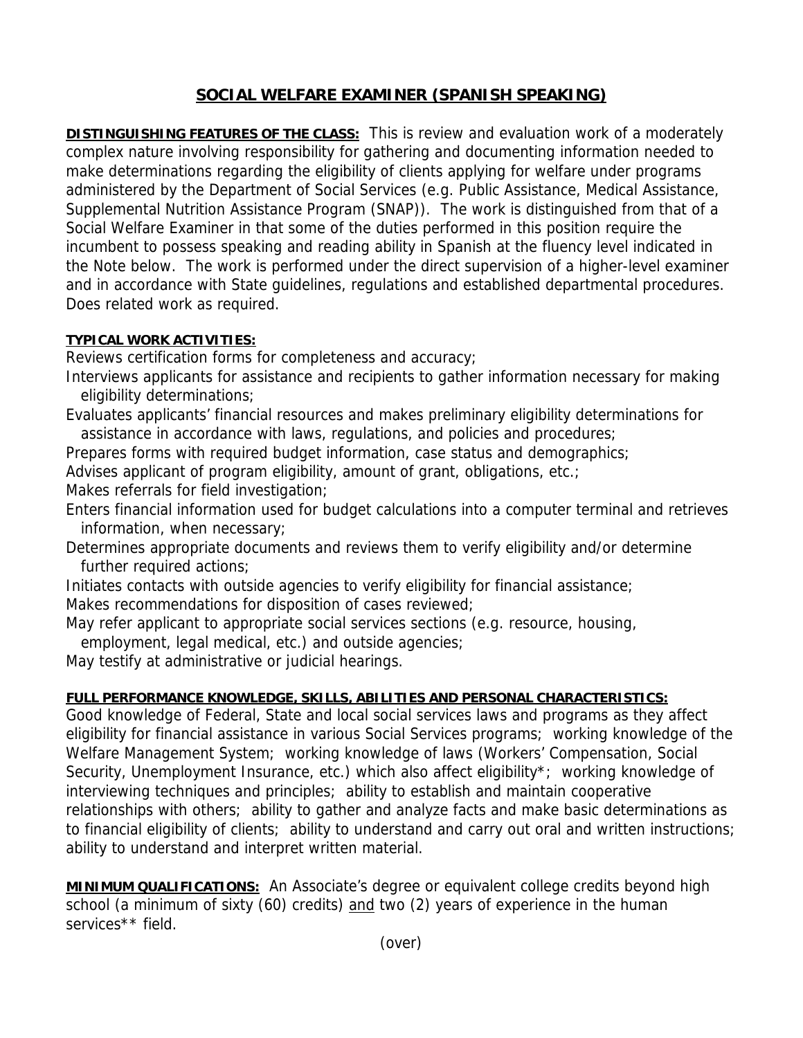# SOCIAL WELFARE EXAMINER (SPANISH SPEAKING)

**DISTINGUISHING FEATURES OF THE CLASS:** This is review and evaluation work of a moderately complex nature involving responsibility for gathering and documenting information needed to make determinations regarding the eligibility of clients applying for welfare under programs administered by the Department of Social Services (e.g. Public Assistance, Medical Assistance, Supplemental Nutrition Assistance Program (SNAP)). The work is distinguished from that of a Social Welfare Examiner in that some of the duties performed in this position require the incumbent to possess speaking and reading ability in Spanish at the fluency level indicated in the Note below. The work is performed under the direct supervision of a higher-level examiner and in accordance with State guidelines, regulations and established departmental procedures. Does related work as required.

**TYPICAL WORK ACTIVITIES:**

Reviews certification forms for completeness and accuracy;
Interviews applicants for assistance and recipients to gather information necessary for making eligibility determinations;
Evaluates applicants' financial resources and makes preliminary eligibility determinations for assistance in accordance with laws, regulations, and policies and procedures;
Prepares forms with required budget information, case status and demographics;
Advises applicant of program eligibility, amount of grant, obligations, etc.;
Makes referrals for field investigation;
Enters financial information used for budget calculations into a computer terminal and retrieves information, when necessary;
Determines appropriate documents and reviews them to verify eligibility and/or determine further required actions;
Initiates contacts with outside agencies to verify eligibility for financial assistance;
Makes recommendations for disposition of cases reviewed;
May refer applicant to appropriate social services sections (e.g. resource, housing, employment, legal medical, etc.) and outside agencies;
May testify at administrative or judicial hearings.

**FULL PERFORMANCE KNOWLEDGE, SKILLS, ABILITIES AND PERSONAL CHARACTERISTICS:**
Good knowledge of Federal, State and local social services laws and programs as they affect eligibility for financial assistance in various Social Services programs; working knowledge of the Welfare Management System; working knowledge of laws (Workers' Compensation, Social Security, Unemployment Insurance, etc.) which also affect eligibility*; working knowledge of interviewing techniques and principles; ability to establish and maintain cooperative relationships with others; ability to gather and analyze facts and make basic determinations as to financial eligibility of clients; ability to understand and carry out oral and written instructions; ability to understand and interpret written material.

**MINIMUM QUALIFICATIONS:** An Associate's degree or equivalent college credits beyond high school (a minimum of sixty (60) credits) and two (2) years of experience in the human services** field.

(over)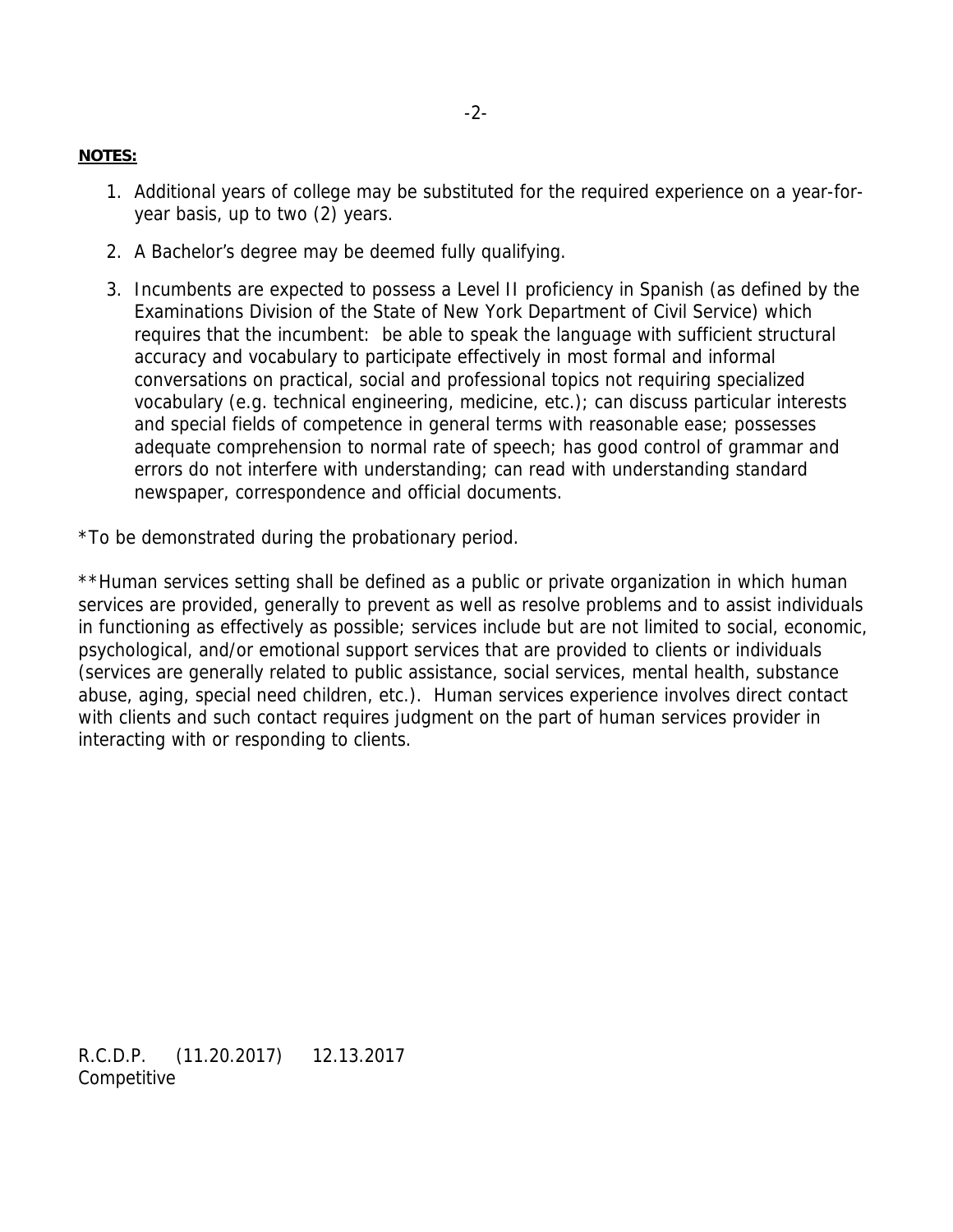**NOTES:**

1. Additional years of college may be substituted for the required experience on a year-for-year basis, up to two (2) years.
2. A Bachelor's degree may be deemed fully qualifying.
3. Incumbents are expected to possess a Level II proficiency in Spanish (as defined by the Examinations Division of the State of New York Department of Civil Service) which requires that the incumbent: be able to speak the language with sufficient structural accuracy and vocabulary to participate effectively in most formal and informal conversations on practical, social and professional topics not requiring specialized vocabulary (e.g. technical engineering, medicine, etc.); can discuss particular interests and special fields of competence in general terms with reasonable ease; possesses adequate comprehension to normal rate of speech; has good control of grammar and errors do not interfere with understanding; can read with understanding standard newspaper, correspondence and official documents.

*To be demonstrated during the probationary period.

**Human services setting shall be defined as a public or private organization in which human services are provided, generally to prevent as well as resolve problems and to assist individuals in functioning as effectively as possible; services include but are not limited to social, economic, psychological, and/or emotional support services that are provided to clients or individuals (services are generally related to public assistance, social services, mental health, substance abuse, aging, special need children, etc.). Human services experience involves direct contact with clients and such contact requires judgment on the part of human services provider in interacting with or responding to clients.

R.C.D.P. (11.20.2017) 12.13.2017
Competitive